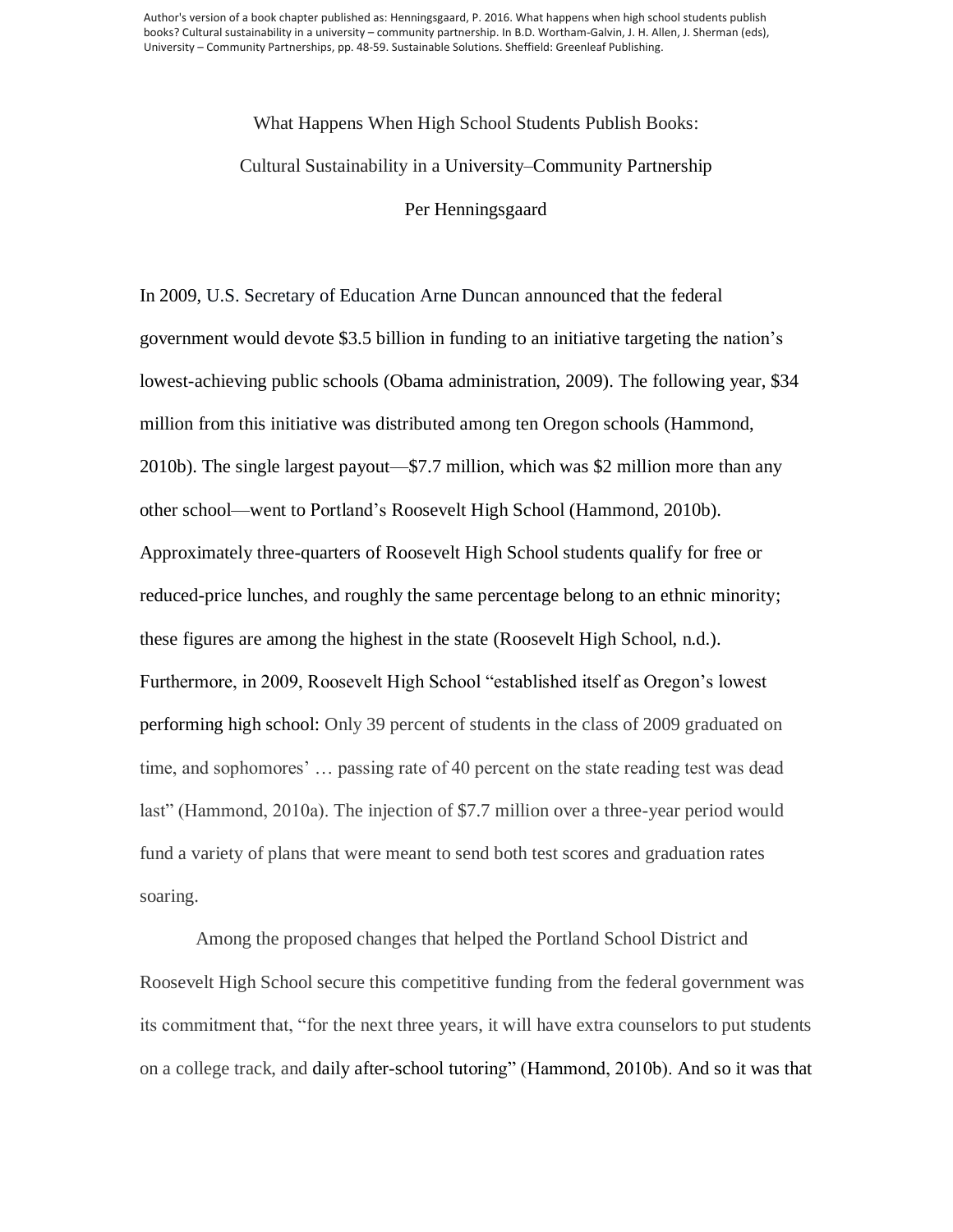Author's version of a book chapter published as: Henningsgaard, P. 2016. What happens when high school students publish books? Cultural sustainability in a university – community partnership. In B.D. Wortham-Galvin, J. H. Allen, J. Sherman (eds), University – Community Partnerships, pp. 48-59. Sustainable Solutions. Sheffield: Greenleaf Publishing.

# What Happens When High School Students Publish Books: Cultural Sustainability in a University–Community Partnership

Per Henningsgaard

In 2009, U.S. Secretary of Education Arne Duncan announced that the federal government would devote $3.5 billion in funding to an initiative targeting the nation's lowest-achieving public schools (Obama administration, 2009). The following year, $34 million from this initiative was distributed among ten Oregon schools (Hammond, 2010b). The single largest payout—$7.7 million, which was $2 million more than any other school—went to Portland's Roosevelt High School (Hammond, 2010b). Approximately three-quarters of Roosevelt High School students qualify for free or reduced-price lunches, and roughly the same percentage belong to an ethnic minority; these figures are among the highest in the state (Roosevelt High School, n.d.). Furthermore, in 2009, Roosevelt High School "established itself as Oregon's lowest performing high school: Only 39 percent of students in the class of 2009 graduated on time, and sophomores' … passing rate of 40 percent on the state reading test was dead last" (Hammond, 2010a). The injection of $7.7 million over a three-year period would fund a variety of plans that were meant to send both test scores and graduation rates soaring.

Among the proposed changes that helped the Portland School District and Roosevelt High School secure this competitive funding from the federal government was its commitment that, "for the next three years, it will have extra counselors to put students on a college track, and daily after-school tutoring" (Hammond, 2010b). And so it was that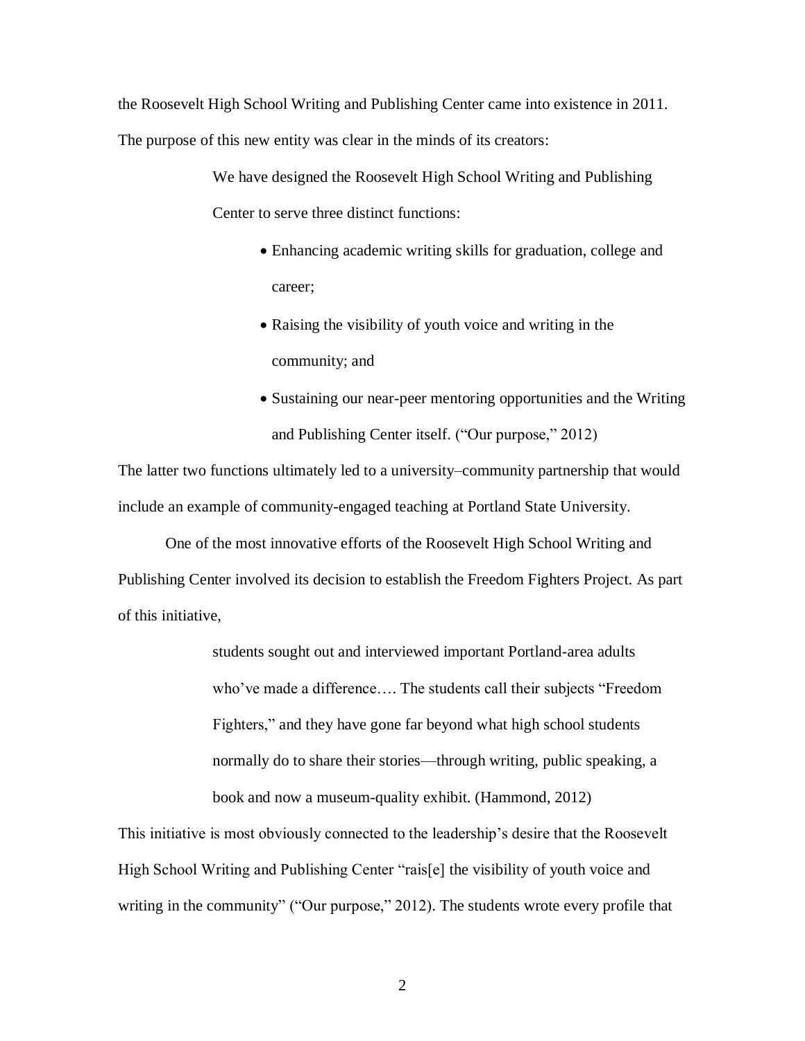the Roosevelt High School Writing and Publishing Center came into existence in 2011. The purpose of this new entity was clear in the minds of its creators:

> We have designed the Roosevelt High School Writing and Publishing Center to serve three distinct functions:
>
> - Enhancing academic writing skills for graduation, college and career;
> - Raising the visibility of youth voice and writing in the community; and
> - Sustaining our near-peer mentoring opportunities and the Writing and Publishing Center itself. ("Our purpose," 2012)

The latter two functions ultimately led to a university–community partnership that would include an example of community-engaged teaching at Portland State University.

One of the most innovative efforts of the Roosevelt High School Writing and Publishing Center involved its decision to establish the Freedom Fighters Project. As part of this initiative,

> students sought out and interviewed important Portland-area adults who've made a difference…. The students call their subjects "Freedom Fighters," and they have gone far beyond what high school students normally do to share their stories—through writing, public speaking, a book and now a museum-quality exhibit. (Hammond, 2012)

This initiative is most obviously connected to the leadership's desire that the Roosevelt High School Writing and Publishing Center "rais[e] the visibility of youth voice and writing in the community" ("Our purpose," 2012). The students wrote every profile that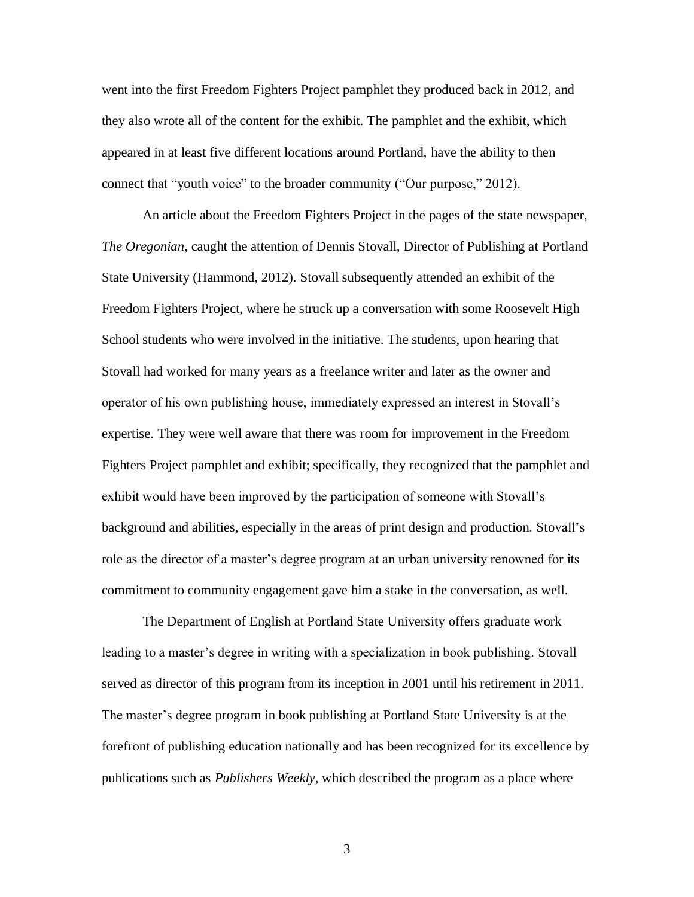went into the first Freedom Fighters Project pamphlet they produced back in 2012, and they also wrote all of the content for the exhibit. The pamphlet and the exhibit, which appeared in at least five different locations around Portland, have the ability to then connect that "youth voice" to the broader community ("Our purpose," 2012).

An article about the Freedom Fighters Project in the pages of the state newspaper, *The Oregonian*, caught the attention of Dennis Stovall, Director of Publishing at Portland State University (Hammond, 2012). Stovall subsequently attended an exhibit of the Freedom Fighters Project, where he struck up a conversation with some Roosevelt High School students who were involved in the initiative. The students, upon hearing that Stovall had worked for many years as a freelance writer and later as the owner and operator of his own publishing house, immediately expressed an interest in Stovall's expertise. They were well aware that there was room for improvement in the Freedom Fighters Project pamphlet and exhibit; specifically, they recognized that the pamphlet and exhibit would have been improved by the participation of someone with Stovall's background and abilities, especially in the areas of print design and production. Stovall's role as the director of a master's degree program at an urban university renowned for its commitment to community engagement gave him a stake in the conversation, as well.

The Department of English at Portland State University offers graduate work leading to a master's degree in writing with a specialization in book publishing. Stovall served as director of this program from its inception in 2001 until his retirement in 2011. The master's degree program in book publishing at Portland State University is at the forefront of publishing education nationally and has been recognized for its excellence by publications such as *Publishers Weekly*, which described the program as a place where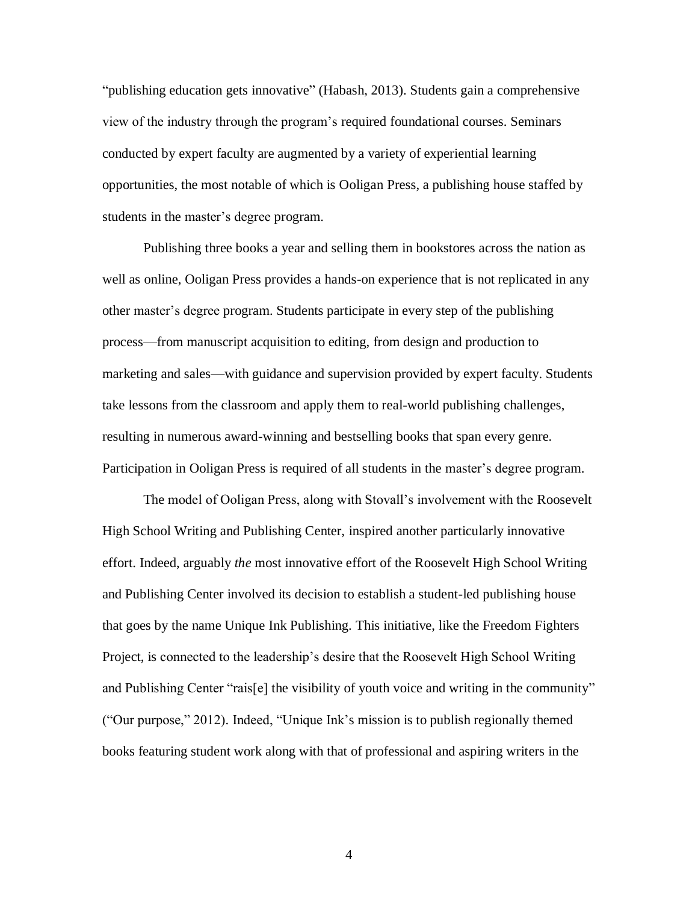"publishing education gets innovative" (Habash, 2013). Students gain a comprehensive view of the industry through the program's required foundational courses. Seminars conducted by expert faculty are augmented by a variety of experiential learning opportunities, the most notable of which is Ooligan Press, a publishing house staffed by students in the master's degree program.

Publishing three books a year and selling them in bookstores across the nation as well as online, Ooligan Press provides a hands-on experience that is not replicated in any other master's degree program. Students participate in every step of the publishing process—from manuscript acquisition to editing, from design and production to marketing and sales—with guidance and supervision provided by expert faculty. Students take lessons from the classroom and apply them to real-world publishing challenges, resulting in numerous award-winning and bestselling books that span every genre. Participation in Ooligan Press is required of all students in the master's degree program.

The model of Ooligan Press, along with Stovall's involvement with the Roosevelt High School Writing and Publishing Center, inspired another particularly innovative effort. Indeed, arguably *the* most innovative effort of the Roosevelt High School Writing and Publishing Center involved its decision to establish a student-led publishing house that goes by the name Unique Ink Publishing. This initiative, like the Freedom Fighters Project, is connected to the leadership's desire that the Roosevelt High School Writing and Publishing Center "rais[e] the visibility of youth voice and writing in the community" ("Our purpose," 2012). Indeed, "Unique Ink's mission is to publish regionally themed books featuring student work along with that of professional and aspiring writers in the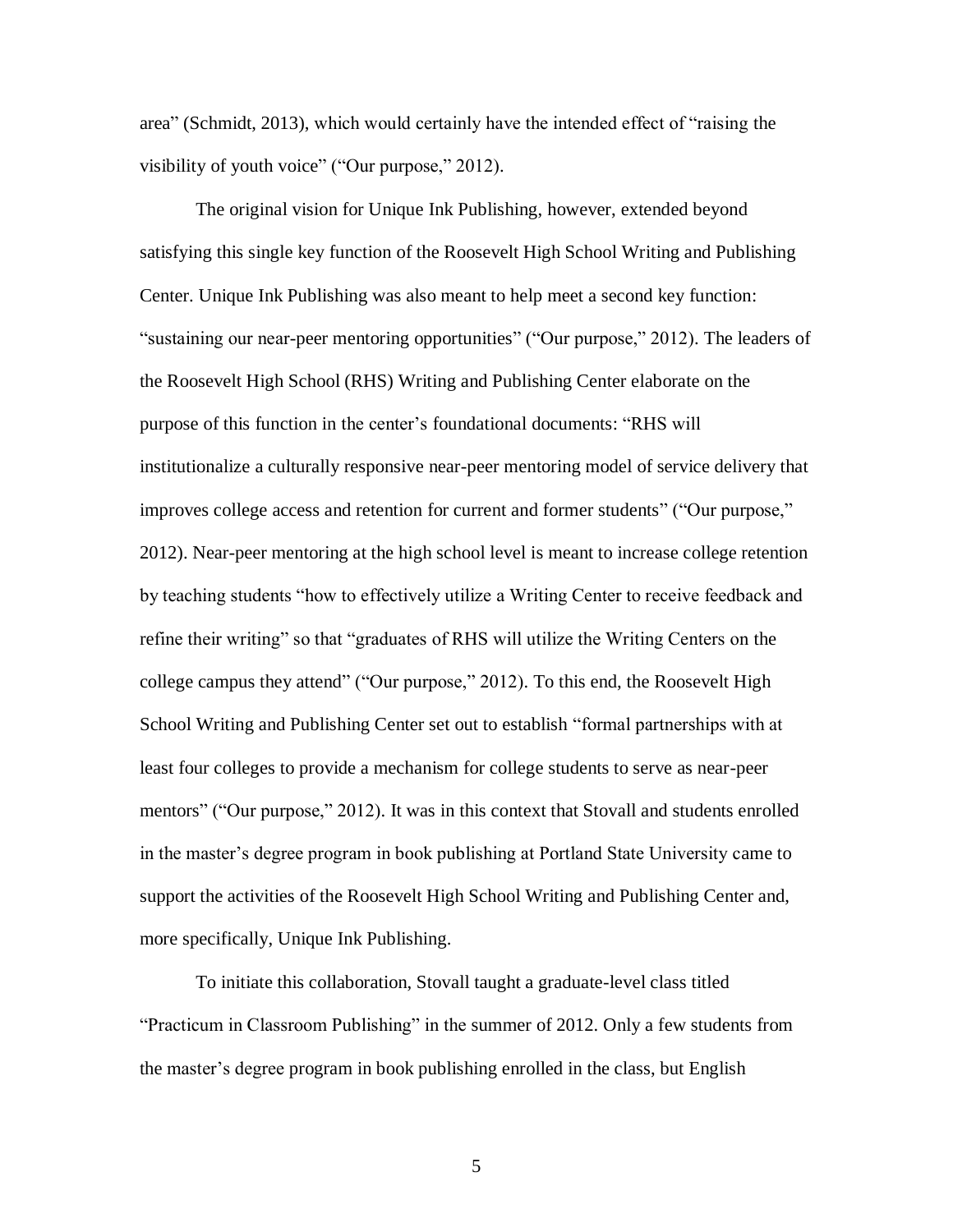area" (Schmidt, 2013), which would certainly have the intended effect of "raising the visibility of youth voice" ("Our purpose," 2012).

The original vision for Unique Ink Publishing, however, extended beyond satisfying this single key function of the Roosevelt High School Writing and Publishing Center. Unique Ink Publishing was also meant to help meet a second key function: "sustaining our near-peer mentoring opportunities" ("Our purpose," 2012). The leaders of the Roosevelt High School (RHS) Writing and Publishing Center elaborate on the purpose of this function in the center's foundational documents: "RHS will institutionalize a culturally responsive near-peer mentoring model of service delivery that improves college access and retention for current and former students" ("Our purpose," 2012). Near-peer mentoring at the high school level is meant to increase college retention by teaching students "how to effectively utilize a Writing Center to receive feedback and refine their writing" so that "graduates of RHS will utilize the Writing Centers on the college campus they attend" ("Our purpose," 2012). To this end, the Roosevelt High School Writing and Publishing Center set out to establish "formal partnerships with at least four colleges to provide a mechanism for college students to serve as near-peer mentors" ("Our purpose," 2012). It was in this context that Stovall and students enrolled in the master's degree program in book publishing at Portland State University came to support the activities of the Roosevelt High School Writing and Publishing Center and, more specifically, Unique Ink Publishing.

To initiate this collaboration, Stovall taught a graduate-level class titled "Practicum in Classroom Publishing" in the summer of 2012. Only a few students from the master's degree program in book publishing enrolled in the class, but English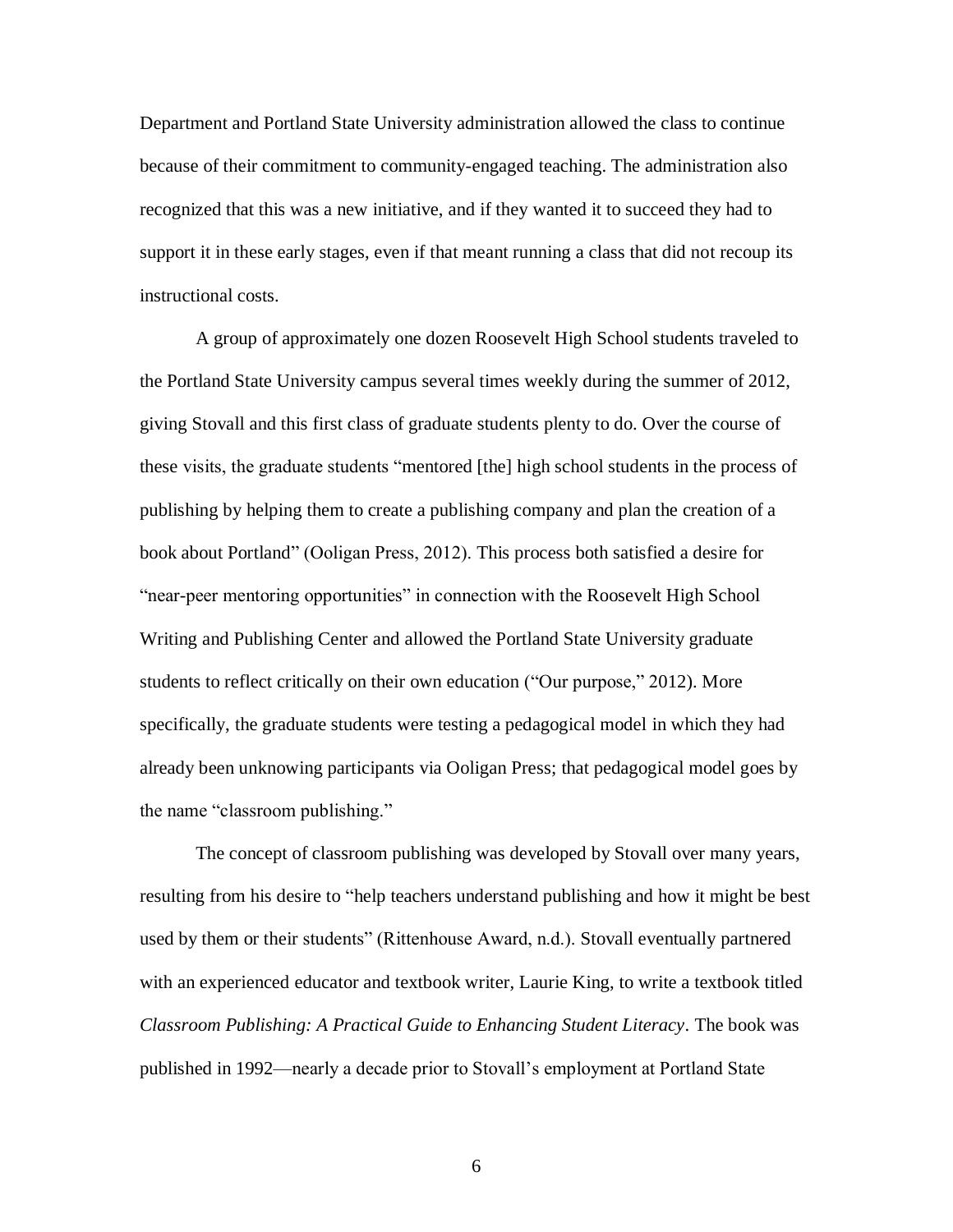Department and Portland State University administration allowed the class to continue because of their commitment to community-engaged teaching. The administration also recognized that this was a new initiative, and if they wanted it to succeed they had to support it in these early stages, even if that meant running a class that did not recoup its instructional costs.

A group of approximately one dozen Roosevelt High School students traveled to the Portland State University campus several times weekly during the summer of 2012, giving Stovall and this first class of graduate students plenty to do. Over the course of these visits, the graduate students "mentored [the] high school students in the process of publishing by helping them to create a publishing company and plan the creation of a book about Portland" (Ooligan Press, 2012). This process both satisfied a desire for "near-peer mentoring opportunities" in connection with the Roosevelt High School Writing and Publishing Center and allowed the Portland State University graduate students to reflect critically on their own education ("Our purpose," 2012). More specifically, the graduate students were testing a pedagogical model in which they had already been unknowing participants via Ooligan Press; that pedagogical model goes by the name "classroom publishing."

The concept of classroom publishing was developed by Stovall over many years, resulting from his desire to "help teachers understand publishing and how it might be best used by them or their students" (Rittenhouse Award, n.d.). Stovall eventually partnered with an experienced educator and textbook writer, Laurie King, to write a textbook titled *Classroom Publishing: A Practical Guide to Enhancing Student Literacy*. The book was published in 1992—nearly a decade prior to Stovall's employment at Portland State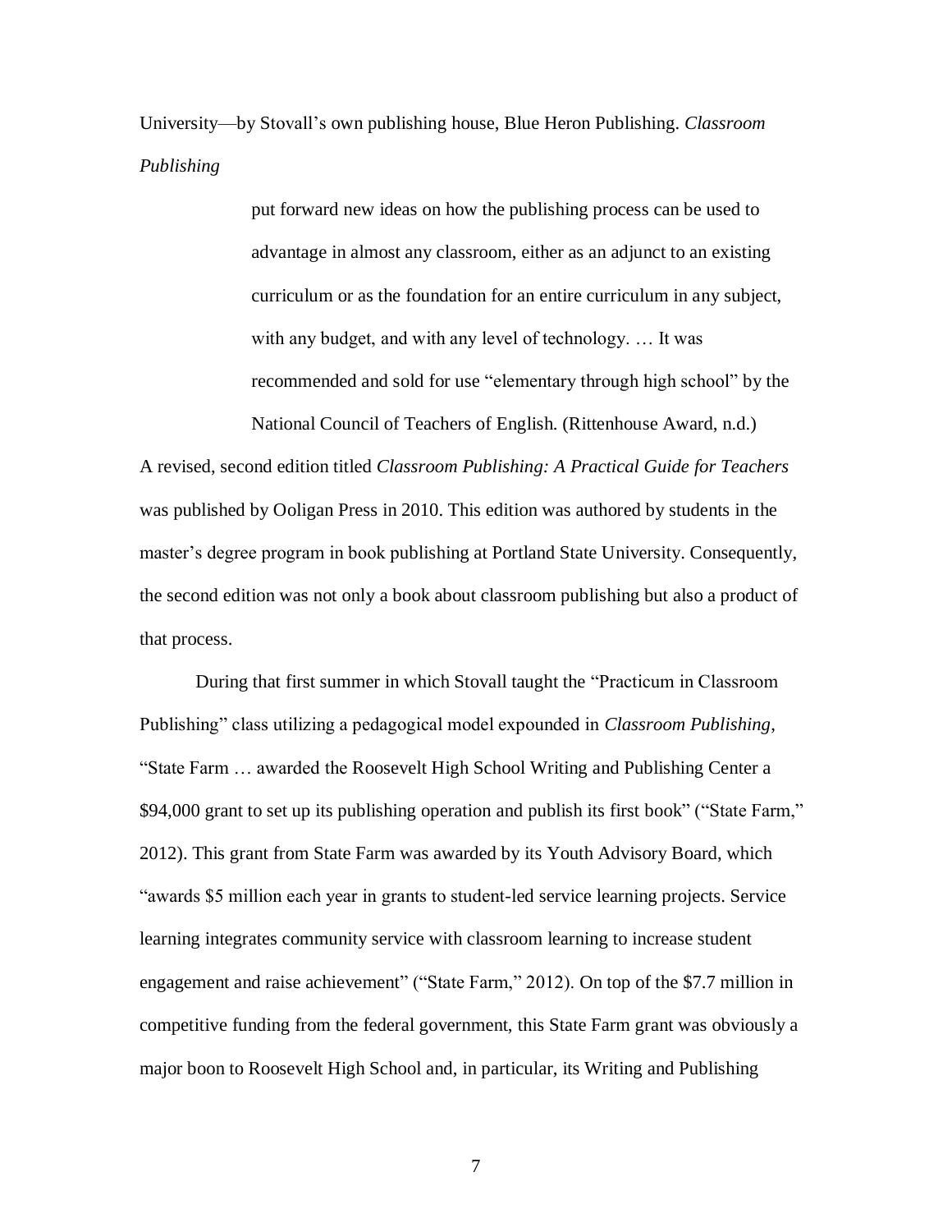University—by Stovall's own publishing house, Blue Heron Publishing. *Classroom Publishing*

> put forward new ideas on how the publishing process can be used to advantage in almost any classroom, either as an adjunct to an existing curriculum or as the foundation for an entire curriculum in any subject, with any budget, and with any level of technology. … It was recommended and sold for use "elementary through high school" by the National Council of Teachers of English. (Rittenhouse Award, n.d.)

A revised, second edition titled *Classroom Publishing: A Practical Guide for Teachers* was published by Ooligan Press in 2010. This edition was authored by students in the master's degree program in book publishing at Portland State University. Consequently, the second edition was not only a book about classroom publishing but also a product of that process.

During that first summer in which Stovall taught the "Practicum in Classroom Publishing" class utilizing a pedagogical model expounded in *Classroom Publishing*, "State Farm … awarded the Roosevelt High School Writing and Publishing Center a $94,000 grant to set up its publishing operation and publish its first book" ("State Farm," 2012). This grant from State Farm was awarded by its Youth Advisory Board, which "awards $5 million each year in grants to student-led service learning projects. Service learning integrates community service with classroom learning to increase student engagement and raise achievement" ("State Farm," 2012). On top of the $7.7 million in competitive funding from the federal government, this State Farm grant was obviously a major boon to Roosevelt High School and, in particular, its Writing and Publishing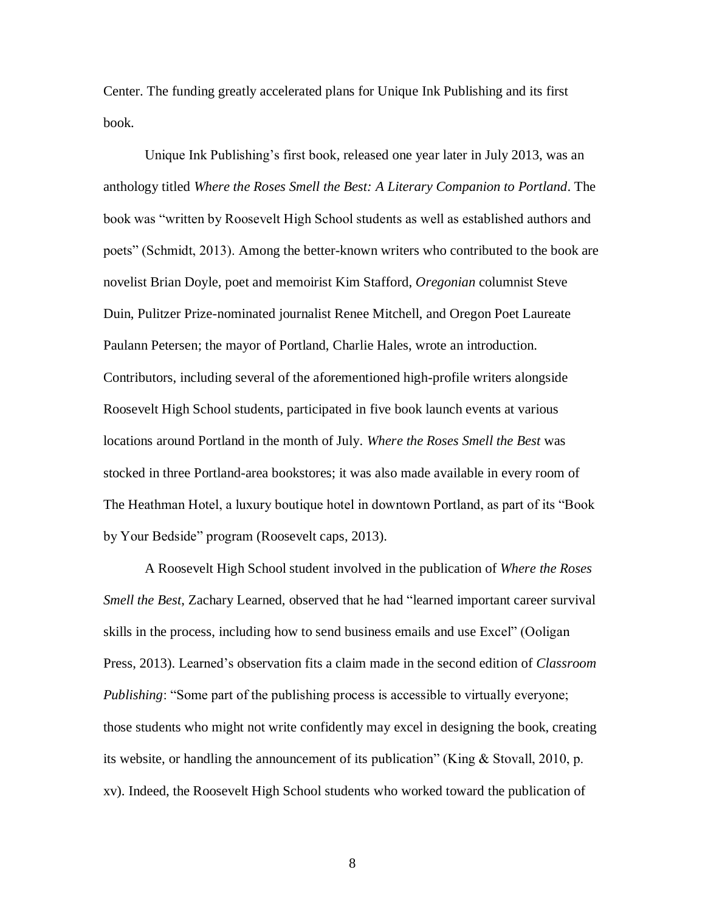Center. The funding greatly accelerated plans for Unique Ink Publishing and its first book.

Unique Ink Publishing's first book, released one year later in July 2013, was an anthology titled *Where the Roses Smell the Best: A Literary Companion to Portland*. The book was "written by Roosevelt High School students as well as established authors and poets" (Schmidt, 2013). Among the better-known writers who contributed to the book are novelist Brian Doyle, poet and memoirist Kim Stafford, *Oregonian* columnist Steve Duin, Pulitzer Prize-nominated journalist Renee Mitchell, and Oregon Poet Laureate Paulann Petersen; the mayor of Portland, Charlie Hales, wrote an introduction. Contributors, including several of the aforementioned high-profile writers alongside Roosevelt High School students, participated in five book launch events at various locations around Portland in the month of July. *Where the Roses Smell the Best* was stocked in three Portland-area bookstores; it was also made available in every room of The Heathman Hotel, a luxury boutique hotel in downtown Portland, as part of its "Book by Your Bedside" program (Roosevelt caps, 2013).

A Roosevelt High School student involved in the publication of *Where the Roses Smell the Best*, Zachary Learned, observed that he had "learned important career survival skills in the process, including how to send business emails and use Excel" (Ooligan Press, 2013). Learned's observation fits a claim made in the second edition of *Classroom Publishing*: "Some part of the publishing process is accessible to virtually everyone; those students who might not write confidently may excel in designing the book, creating its website, or handling the announcement of its publication" (King & Stovall, 2010, p. xv). Indeed, the Roosevelt High School students who worked toward the publication of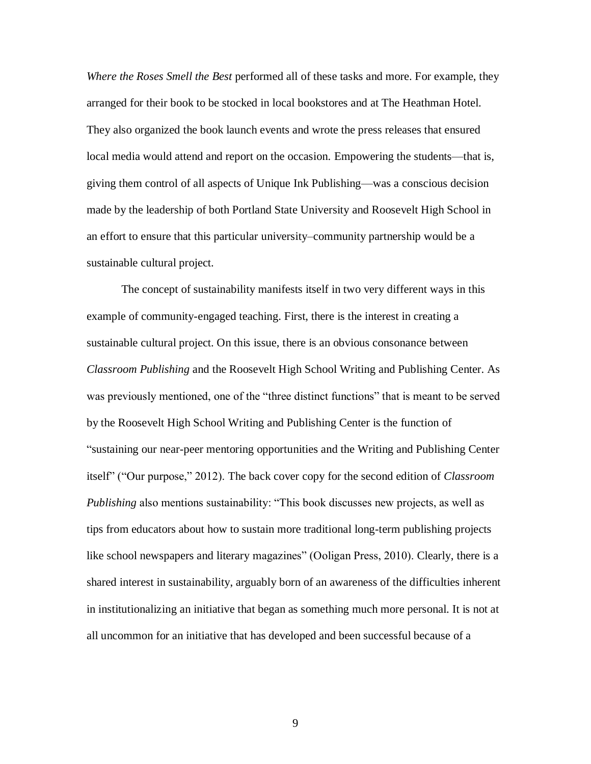*Where the Roses Smell the Best* performed all of these tasks and more. For example, they arranged for their book to be stocked in local bookstores and at The Heathman Hotel. They also organized the book launch events and wrote the press releases that ensured local media would attend and report on the occasion. Empowering the students—that is, giving them control of all aspects of Unique Ink Publishing—was a conscious decision made by the leadership of both Portland State University and Roosevelt High School in an effort to ensure that this particular university–community partnership would be a sustainable cultural project.

The concept of sustainability manifests itself in two very different ways in this example of community-engaged teaching. First, there is the interest in creating a sustainable cultural project. On this issue, there is an obvious consonance between *Classroom Publishing* and the Roosevelt High School Writing and Publishing Center. As was previously mentioned, one of the "three distinct functions" that is meant to be served by the Roosevelt High School Writing and Publishing Center is the function of "sustaining our near-peer mentoring opportunities and the Writing and Publishing Center itself" ("Our purpose," 2012). The back cover copy for the second edition of *Classroom Publishing* also mentions sustainability: "This book discusses new projects, as well as tips from educators about how to sustain more traditional long-term publishing projects like school newspapers and literary magazines" (Ooligan Press, 2010). Clearly, there is a shared interest in sustainability, arguably born of an awareness of the difficulties inherent in institutionalizing an initiative that began as something much more personal. It is not at all uncommon for an initiative that has developed and been successful because of a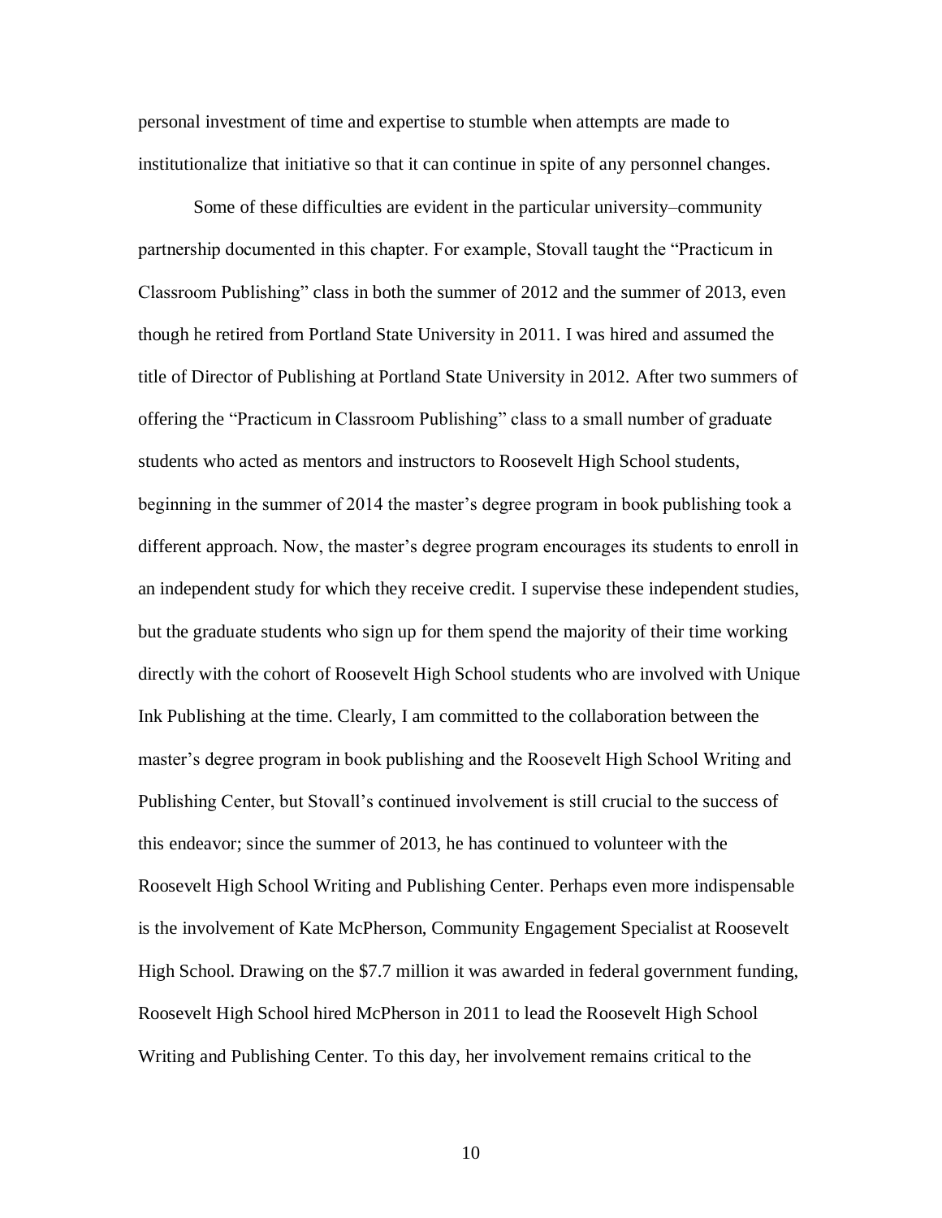personal investment of time and expertise to stumble when attempts are made to institutionalize that initiative so that it can continue in spite of any personnel changes.

Some of these difficulties are evident in the particular university–community partnership documented in this chapter. For example, Stovall taught the "Practicum in Classroom Publishing" class in both the summer of 2012 and the summer of 2013, even though he retired from Portland State University in 2011. I was hired and assumed the title of Director of Publishing at Portland State University in 2012. After two summers of offering the "Practicum in Classroom Publishing" class to a small number of graduate students who acted as mentors and instructors to Roosevelt High School students, beginning in the summer of 2014 the master's degree program in book publishing took a different approach. Now, the master's degree program encourages its students to enroll in an independent study for which they receive credit. I supervise these independent studies, but the graduate students who sign up for them spend the majority of their time working directly with the cohort of Roosevelt High School students who are involved with Unique Ink Publishing at the time. Clearly, I am committed to the collaboration between the master's degree program in book publishing and the Roosevelt High School Writing and Publishing Center, but Stovall's continued involvement is still crucial to the success of this endeavor; since the summer of 2013, he has continued to volunteer with the Roosevelt High School Writing and Publishing Center. Perhaps even more indispensable is the involvement of Kate McPherson, Community Engagement Specialist at Roosevelt High School. Drawing on the $7.7 million it was awarded in federal government funding, Roosevelt High School hired McPherson in 2011 to lead the Roosevelt High School Writing and Publishing Center. To this day, her involvement remains critical to the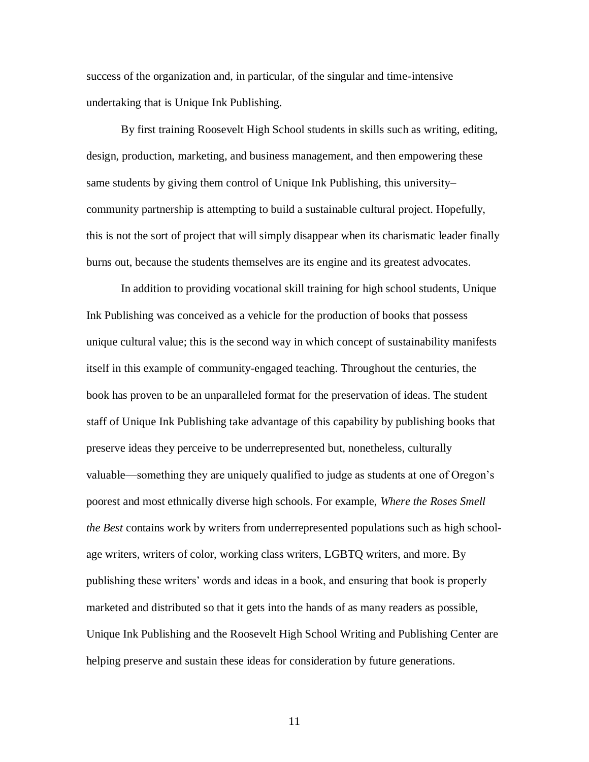success of the organization and, in particular, of the singular and time-intensive undertaking that is Unique Ink Publishing.

By first training Roosevelt High School students in skills such as writing, editing, design, production, marketing, and business management, and then empowering these same students by giving them control of Unique Ink Publishing, this university–community partnership is attempting to build a sustainable cultural project. Hopefully, this is not the sort of project that will simply disappear when its charismatic leader finally burns out, because the students themselves are its engine and its greatest advocates.

In addition to providing vocational skill training for high school students, Unique Ink Publishing was conceived as a vehicle for the production of books that possess unique cultural value; this is the second way in which concept of sustainability manifests itself in this example of community-engaged teaching. Throughout the centuries, the book has proven to be an unparalleled format for the preservation of ideas. The student staff of Unique Ink Publishing take advantage of this capability by publishing books that preserve ideas they perceive to be underrepresented but, nonetheless, culturally valuable—something they are uniquely qualified to judge as students at one of Oregon's poorest and most ethnically diverse high schools. For example, *Where the Roses Smell the Best* contains work by writers from underrepresented populations such as high school-age writers, writers of color, working class writers, LGBTQ writers, and more. By publishing these writers' words and ideas in a book, and ensuring that book is properly marketed and distributed so that it gets into the hands of as many readers as possible, Unique Ink Publishing and the Roosevelt High School Writing and Publishing Center are helping preserve and sustain these ideas for consideration by future generations.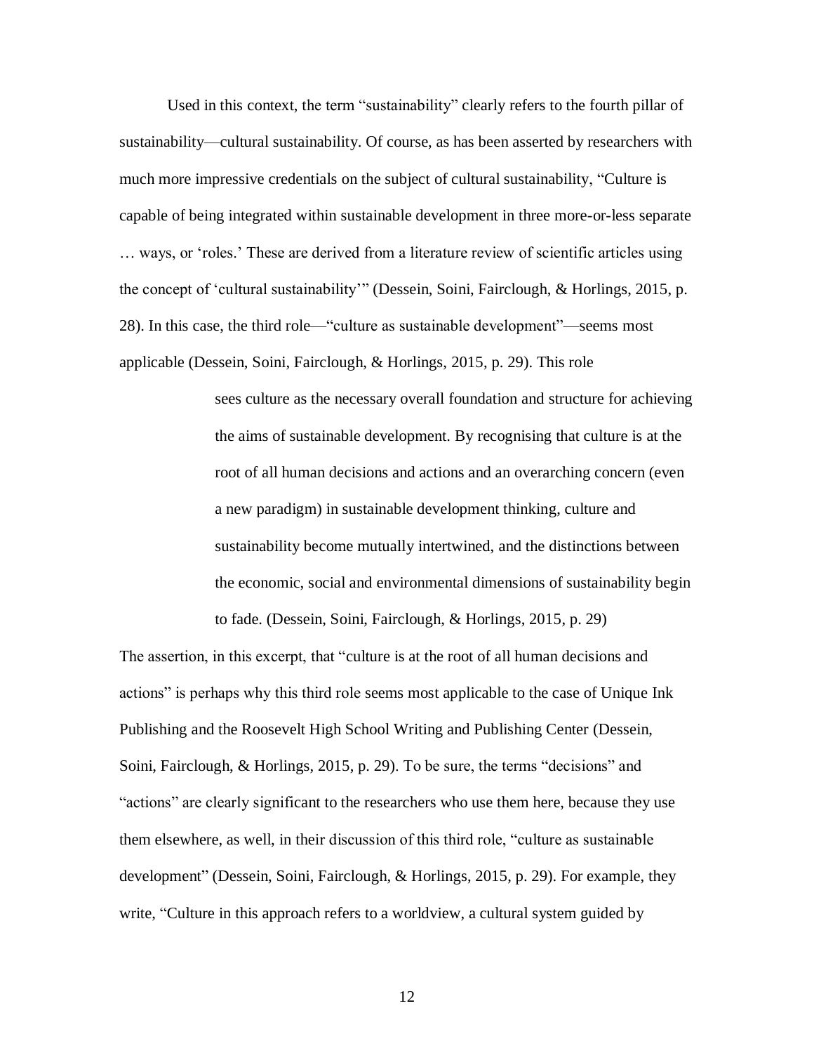Used in this context, the term "sustainability" clearly refers to the fourth pillar of sustainability—cultural sustainability. Of course, as has been asserted by researchers with much more impressive credentials on the subject of cultural sustainability, "Culture is capable of being integrated within sustainable development in three more-or-less separate … ways, or 'roles.' These are derived from a literature review of scientific articles using the concept of 'cultural sustainability'" (Dessein, Soini, Fairclough, & Horlings, 2015, p. 28). In this case, the third role—"culture as sustainable development"—seems most applicable (Dessein, Soini, Fairclough, & Horlings, 2015, p. 29). This role

> sees culture as the necessary overall foundation and structure for achieving the aims of sustainable development. By recognising that culture is at the root of all human decisions and actions and an overarching concern (even a new paradigm) in sustainable development thinking, culture and sustainability become mutually intertwined, and the distinctions between the economic, social and environmental dimensions of sustainability begin to fade. (Dessein, Soini, Fairclough, & Horlings, 2015, p. 29)

The assertion, in this excerpt, that "culture is at the root of all human decisions and actions" is perhaps why this third role seems most applicable to the case of Unique Ink Publishing and the Roosevelt High School Writing and Publishing Center (Dessein, Soini, Fairclough, & Horlings, 2015, p. 29). To be sure, the terms "decisions" and "actions" are clearly significant to the researchers who use them here, because they use them elsewhere, as well, in their discussion of this third role, "culture as sustainable development" (Dessein, Soini, Fairclough, & Horlings, 2015, p. 29). For example, they write, "Culture in this approach refers to a worldview, a cultural system guided by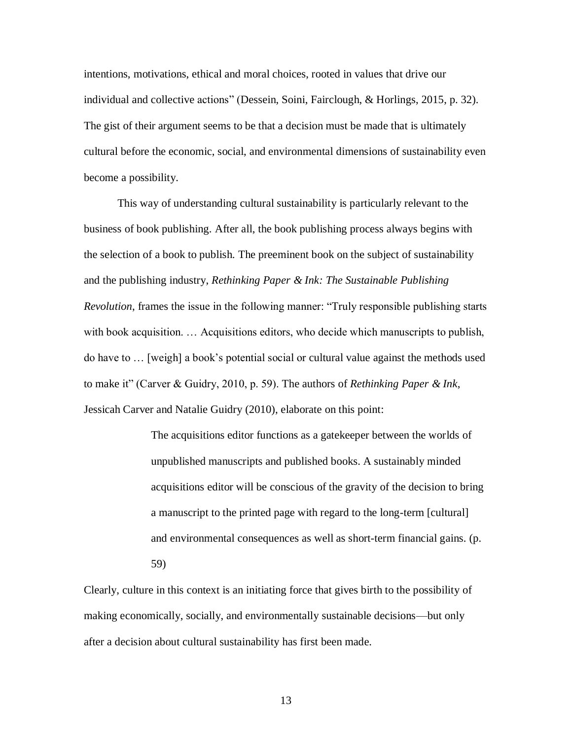intentions, motivations, ethical and moral choices, rooted in values that drive our individual and collective actions" (Dessein, Soini, Fairclough, & Horlings, 2015, p. 32). The gist of their argument seems to be that a decision must be made that is ultimately cultural before the economic, social, and environmental dimensions of sustainability even become a possibility.

This way of understanding cultural sustainability is particularly relevant to the business of book publishing. After all, the book publishing process always begins with the selection of a book to publish. The preeminent book on the subject of sustainability and the publishing industry, *Rethinking Paper & Ink: The Sustainable Publishing Revolution*, frames the issue in the following manner: "Truly responsible publishing starts with book acquisition. … Acquisitions editors, who decide which manuscripts to publish, do have to … [weigh] a book's potential social or cultural value against the methods used to make it" (Carver & Guidry, 2010, p. 59). The authors of *Rethinking Paper & Ink*, Jessicah Carver and Natalie Guidry (2010), elaborate on this point:

> The acquisitions editor functions as a gatekeeper between the worlds of unpublished manuscripts and published books. A sustainably minded acquisitions editor will be conscious of the gravity of the decision to bring a manuscript to the printed page with regard to the long-term [cultural] and environmental consequences as well as short-term financial gains. (p. 59)

Clearly, culture in this context is an initiating force that gives birth to the possibility of making economically, socially, and environmentally sustainable decisions—but only after a decision about cultural sustainability has first been made.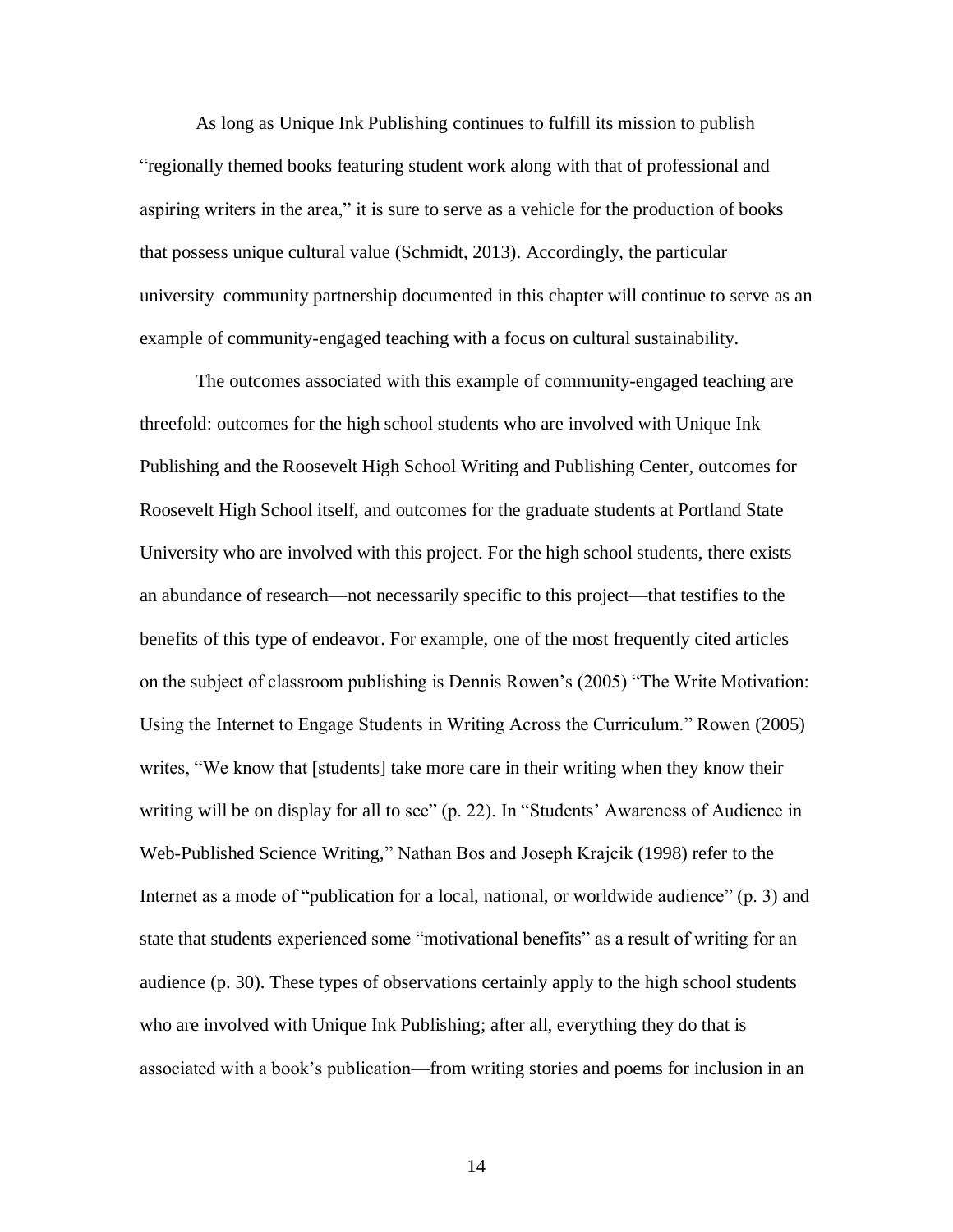As long as Unique Ink Publishing continues to fulfill its mission to publish "regionally themed books featuring student work along with that of professional and aspiring writers in the area," it is sure to serve as a vehicle for the production of books that possess unique cultural value (Schmidt, 2013). Accordingly, the particular university–community partnership documented in this chapter will continue to serve as an example of community-engaged teaching with a focus on cultural sustainability.

The outcomes associated with this example of community-engaged teaching are threefold: outcomes for the high school students who are involved with Unique Ink Publishing and the Roosevelt High School Writing and Publishing Center, outcomes for Roosevelt High School itself, and outcomes for the graduate students at Portland State University who are involved with this project. For the high school students, there exists an abundance of research—not necessarily specific to this project—that testifies to the benefits of this type of endeavor. For example, one of the most frequently cited articles on the subject of classroom publishing is Dennis Rowen's (2005) "The Write Motivation: Using the Internet to Engage Students in Writing Across the Curriculum." Rowen (2005) writes, "We know that [students] take more care in their writing when they know their writing will be on display for all to see" (p. 22). In "Students' Awareness of Audience in Web-Published Science Writing," Nathan Bos and Joseph Krajcik (1998) refer to the Internet as a mode of "publication for a local, national, or worldwide audience" (p. 3) and state that students experienced some "motivational benefits" as a result of writing for an audience (p. 30). These types of observations certainly apply to the high school students who are involved with Unique Ink Publishing; after all, everything they do that is associated with a book's publication—from writing stories and poems for inclusion in an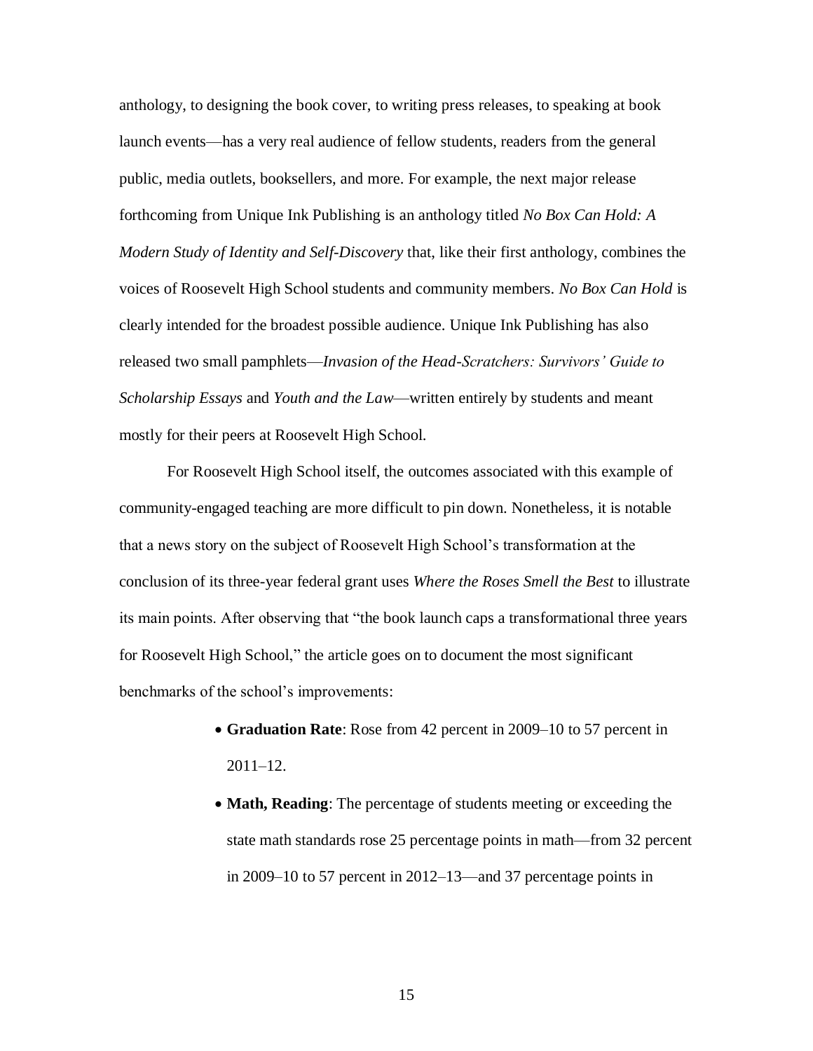anthology, to designing the book cover, to writing press releases, to speaking at book launch events—has a very real audience of fellow students, readers from the general public, media outlets, booksellers, and more. For example, the next major release forthcoming from Unique Ink Publishing is an anthology titled *No Box Can Hold: A Modern Study of Identity and Self-Discovery* that, like their first anthology, combines the voices of Roosevelt High School students and community members. *No Box Can Hold* is clearly intended for the broadest possible audience. Unique Ink Publishing has also released two small pamphlets—*Invasion of the Head-Scratchers: Survivors' Guide to Scholarship Essays* and *Youth and the Law*—written entirely by students and meant mostly for their peers at Roosevelt High School.

For Roosevelt High School itself, the outcomes associated with this example of community-engaged teaching are more difficult to pin down. Nonetheless, it is notable that a news story on the subject of Roosevelt High School's transformation at the conclusion of its three-year federal grant uses *Where the Roses Smell the Best* to illustrate its main points. After observing that "the book launch caps a transformational three years for Roosevelt High School," the article goes on to document the most significant benchmarks of the school's improvements:

- **Graduation Rate**: Rose from 42 percent in 2009–10 to 57 percent in 2011–12.
- **Math, Reading**: The percentage of students meeting or exceeding the state math standards rose 25 percentage points in math—from 32 percent in 2009–10 to 57 percent in 2012–13—and 37 percentage points in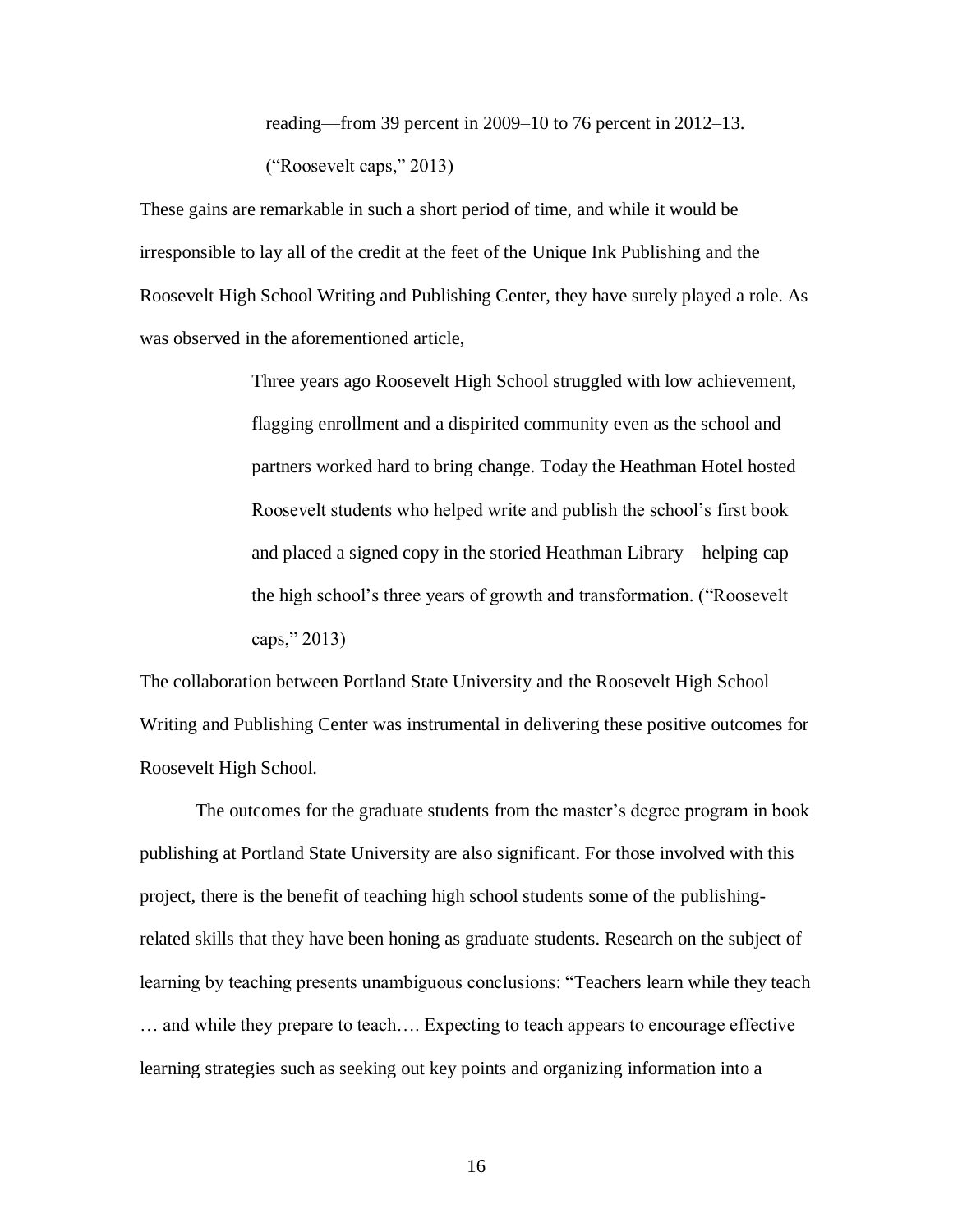> reading—from 39 percent in 2009–10 to 76 percent in 2012–13. ("Roosevelt caps," 2013)

These gains are remarkable in such a short period of time, and while it would be irresponsible to lay all of the credit at the feet of the Unique Ink Publishing and the Roosevelt High School Writing and Publishing Center, they have surely played a role. As was observed in the aforementioned article,

> Three years ago Roosevelt High School struggled with low achievement, flagging enrollment and a dispirited community even as the school and partners worked hard to bring change. Today the Heathman Hotel hosted Roosevelt students who helped write and publish the school's first book and placed a signed copy in the storied Heathman Library—helping cap the high school's three years of growth and transformation. ("Roosevelt caps," 2013)

The collaboration between Portland State University and the Roosevelt High School Writing and Publishing Center was instrumental in delivering these positive outcomes for Roosevelt High School.

The outcomes for the graduate students from the master's degree program in book publishing at Portland State University are also significant. For those involved with this project, there is the benefit of teaching high school students some of the publishing-related skills that they have been honing as graduate students. Research on the subject of learning by teaching presents unambiguous conclusions: "Teachers learn while they teach … and while they prepare to teach…. Expecting to teach appears to encourage effective learning strategies such as seeking out key points and organizing information into a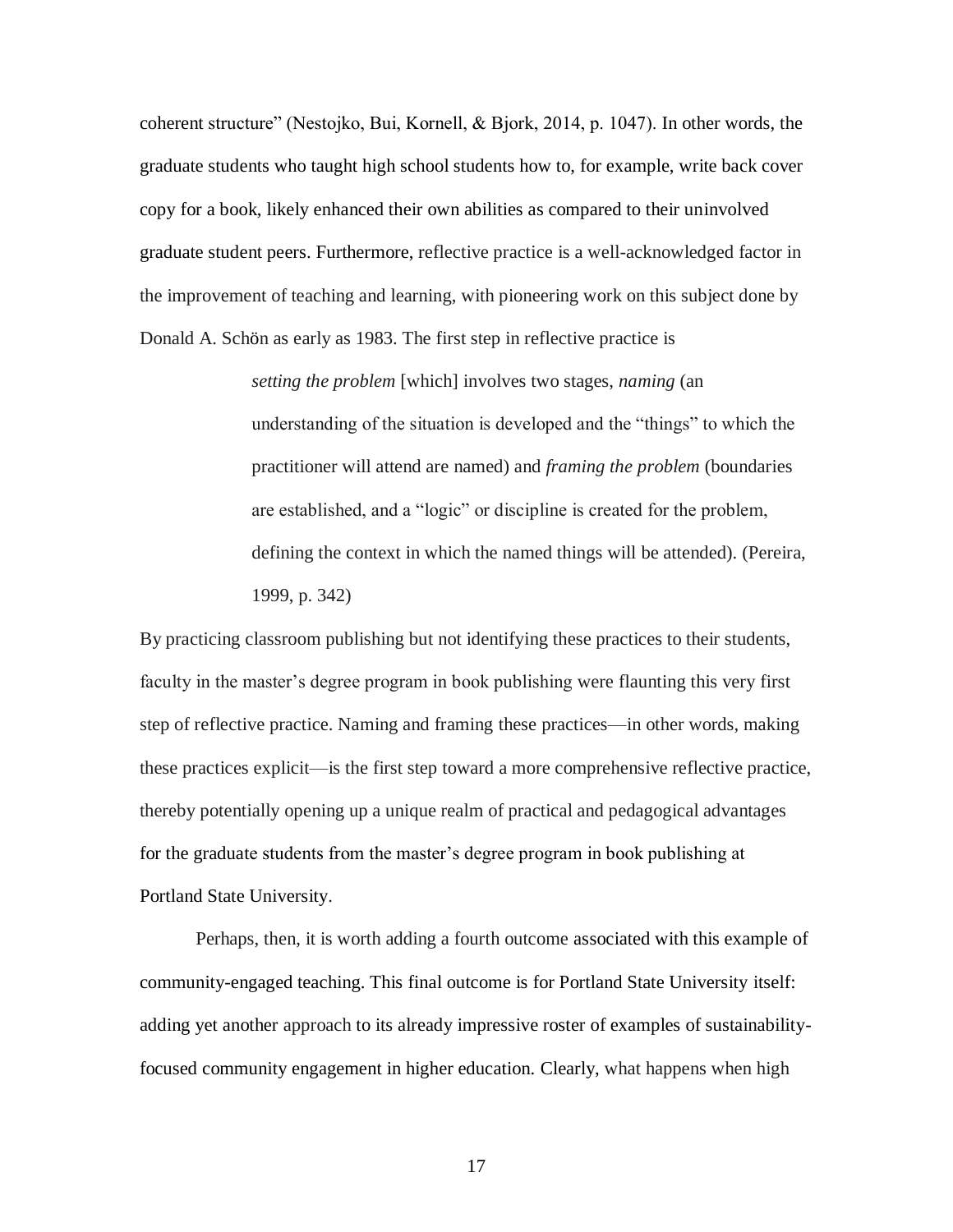coherent structure" (Nestojko, Bui, Kornell, & Bjork, 2014, p. 1047). In other words, the graduate students who taught high school students how to, for example, write back cover copy for a book, likely enhanced their own abilities as compared to their uninvolved graduate student peers. Furthermore, reflective practice is a well-acknowledged factor in the improvement of teaching and learning, with pioneering work on this subject done by Donald A. Schön as early as 1983. The first step in reflective practice is

> *setting the problem* [which] involves two stages, *naming* (an understanding of the situation is developed and the "things" to which the practitioner will attend are named) and *framing the problem* (boundaries are established, and a "logic" or discipline is created for the problem, defining the context in which the named things will be attended). (Pereira, 1999, p. 342)

By practicing classroom publishing but not identifying these practices to their students, faculty in the master's degree program in book publishing were flaunting this very first step of reflective practice. Naming and framing these practices—in other words, making these practices explicit—is the first step toward a more comprehensive reflective practice, thereby potentially opening up a unique realm of practical and pedagogical advantages for the graduate students from the master's degree program in book publishing at Portland State University.

Perhaps, then, it is worth adding a fourth outcome associated with this example of community-engaged teaching. This final outcome is for Portland State University itself: adding yet another approach to its already impressive roster of examples of sustainability-focused community engagement in higher education. Clearly, what happens when high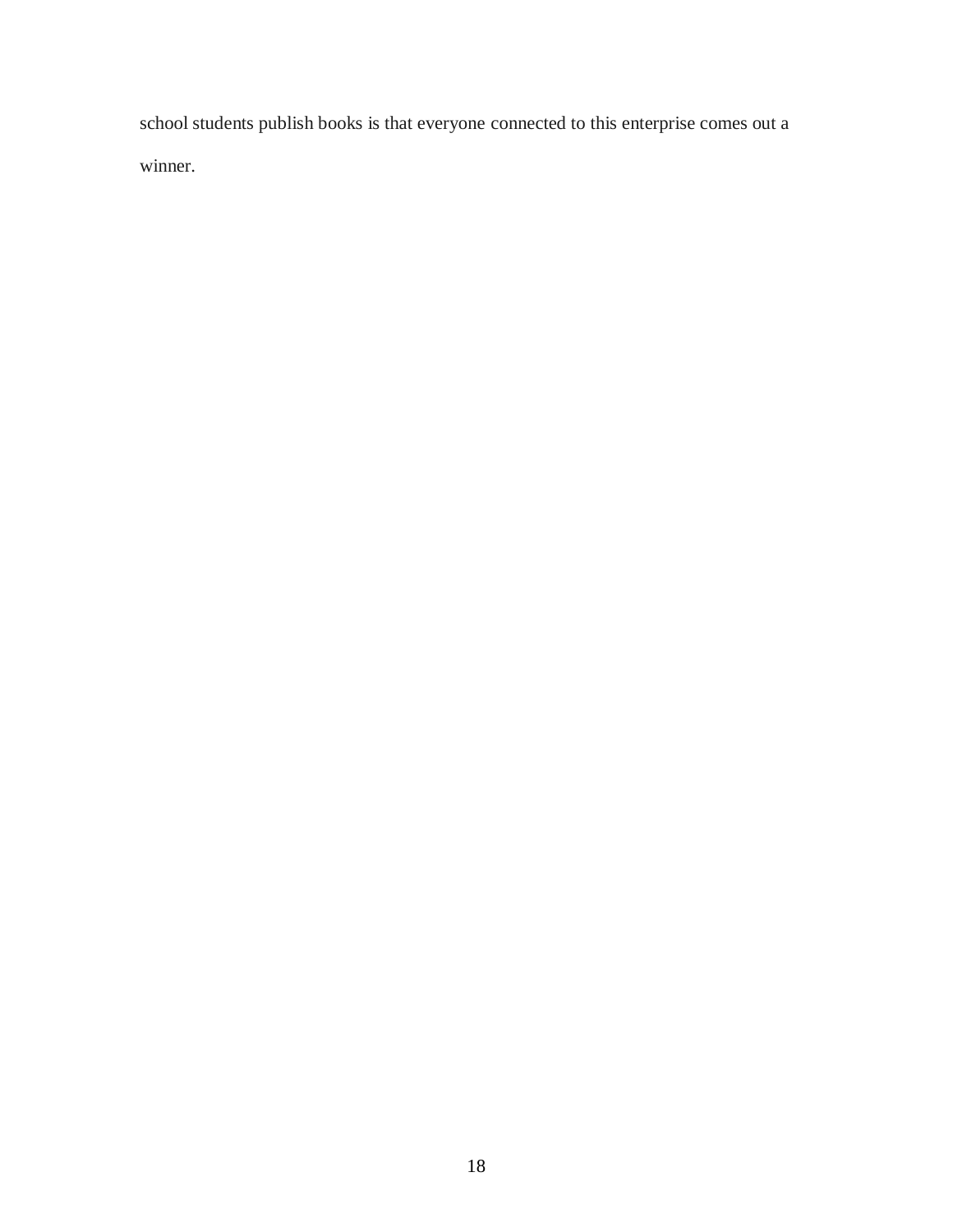school students publish books is that everyone connected to this enterprise comes out a winner.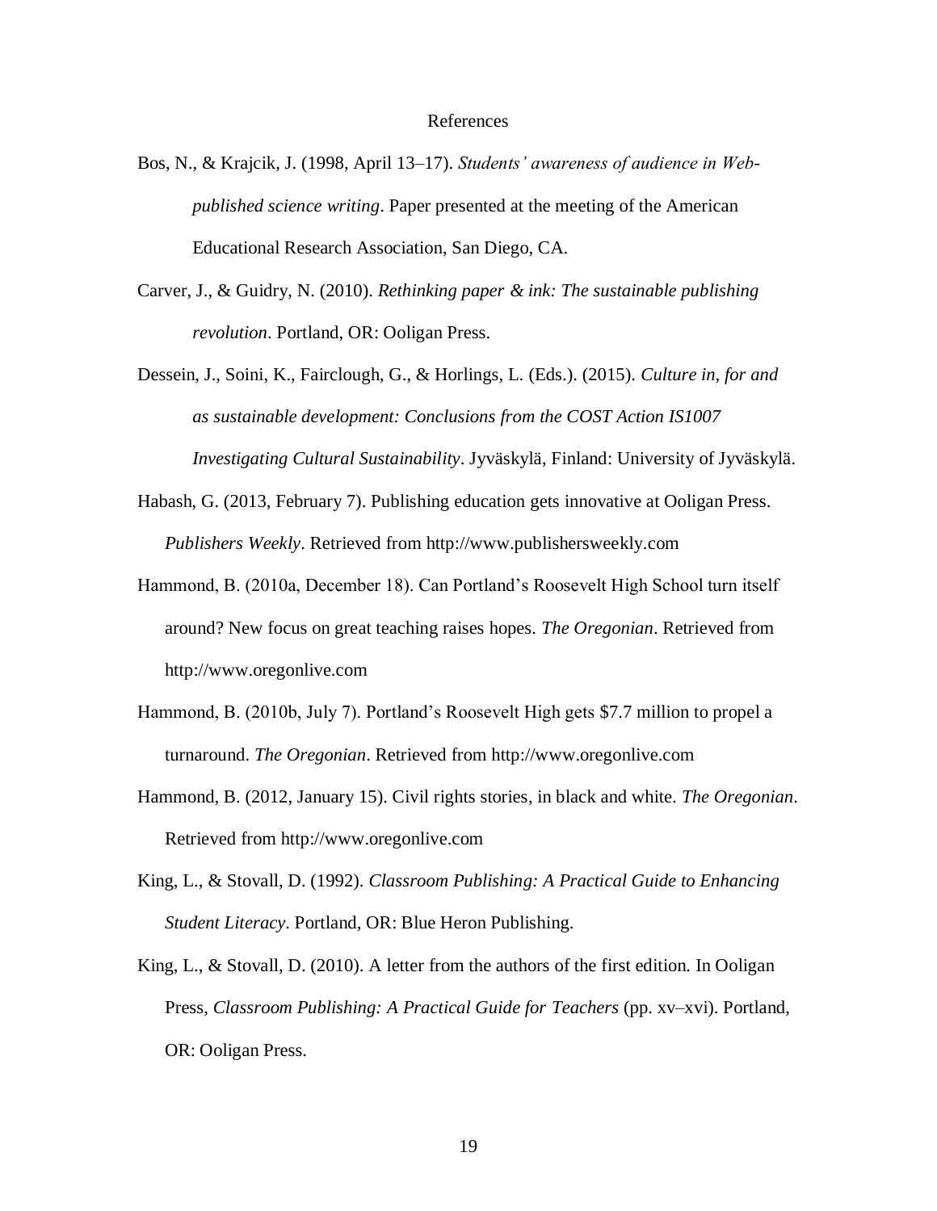# References

Bos, N., & Krajcik, J. (1998, April 13–17). *Students' awareness of audience in Web-published science writing*. Paper presented at the meeting of the American Educational Research Association, San Diego, CA.

Carver, J., & Guidry, N. (2010). *Rethinking paper & ink: The sustainable publishing revolution*. Portland, OR: Ooligan Press.

Dessein, J., Soini, K., Fairclough, G., & Horlings, L. (Eds.). (2015). *Culture in, for and as sustainable development: Conclusions from the COST Action IS1007 Investigating Cultural Sustainability*. Jyväskylä, Finland: University of Jyväskylä.

Habash, G. (2013, February 7). Publishing education gets innovative at Ooligan Press. *Publishers Weekly*. Retrieved from http://www.publishersweekly.com

Hammond, B. (2010a, December 18). Can Portland's Roosevelt High School turn itself around? New focus on great teaching raises hopes. *The Oregonian*. Retrieved from http://www.oregonlive.com

Hammond, B. (2010b, July 7). Portland's Roosevelt High gets $7.7 million to propel a turnaround. *The Oregonian*. Retrieved from http://www.oregonlive.com

Hammond, B. (2012, January 15). Civil rights stories, in black and white. *The Oregonian*. Retrieved from http://www.oregonlive.com

King, L., & Stovall, D. (1992). *Classroom Publishing: A Practical Guide to Enhancing Student Literacy*. Portland, OR: Blue Heron Publishing.

King, L., & Stovall, D. (2010). A letter from the authors of the first edition. In Ooligan Press, *Classroom Publishing: A Practical Guide for Teachers* (pp. xv–xvi). Portland, OR: Ooligan Press.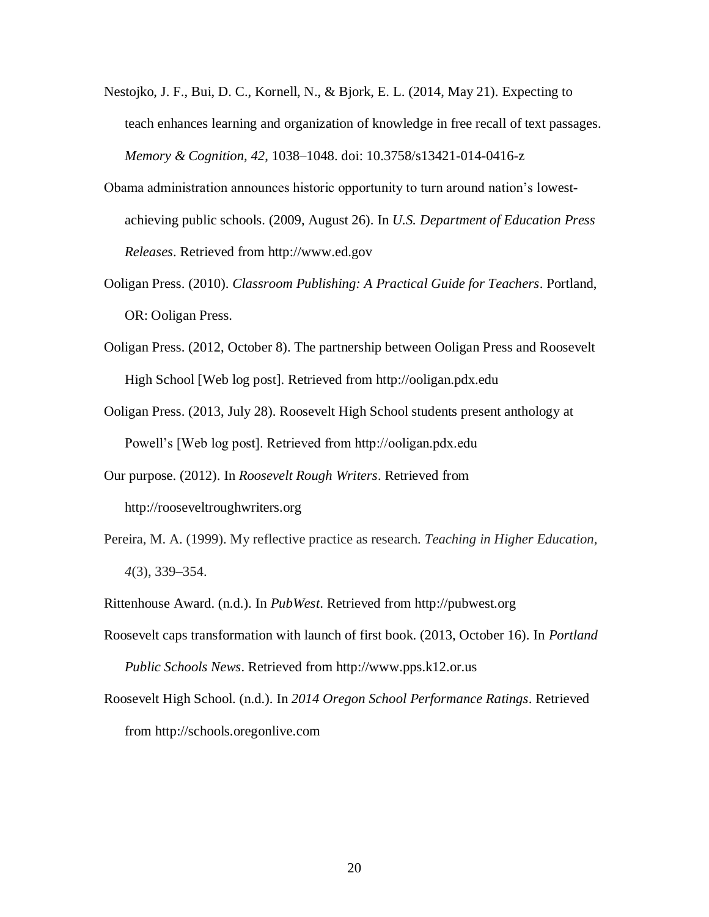Nestojko, J. F., Bui, D. C., Kornell, N., & Bjork, E. L. (2014, May 21). Expecting to teach enhances learning and organization of knowledge in free recall of text passages. *Memory & Cognition, 42*, 1038–1048. doi: 10.3758/s13421-014-0416-z

Obama administration announces historic opportunity to turn around nation's lowest-achieving public schools. (2009, August 26). In *U.S. Department of Education Press Releases*. Retrieved from http://www.ed.gov

Ooligan Press. (2010). *Classroom Publishing: A Practical Guide for Teachers*. Portland, OR: Ooligan Press.

Ooligan Press. (2012, October 8). The partnership between Ooligan Press and Roosevelt High School [Web log post]. Retrieved from http://ooligan.pdx.edu

Ooligan Press. (2013, July 28). Roosevelt High School students present anthology at Powell's [Web log post]. Retrieved from http://ooligan.pdx.edu

Our purpose. (2012). In *Roosevelt Rough Writers*. Retrieved from http://rooseveltroughwriters.org

Pereira, M. A. (1999). My reflective practice as research. *Teaching in Higher Education, 4*(3), 339–354.

Rittenhouse Award. (n.d.). In *PubWest*. Retrieved from http://pubwest.org

Roosevelt caps transformation with launch of first book. (2013, October 16). In *Portland Public Schools News*. Retrieved from http://www.pps.k12.or.us

Roosevelt High School. (n.d.). In *2014 Oregon School Performance Ratings*. Retrieved from http://schools.oregonlive.com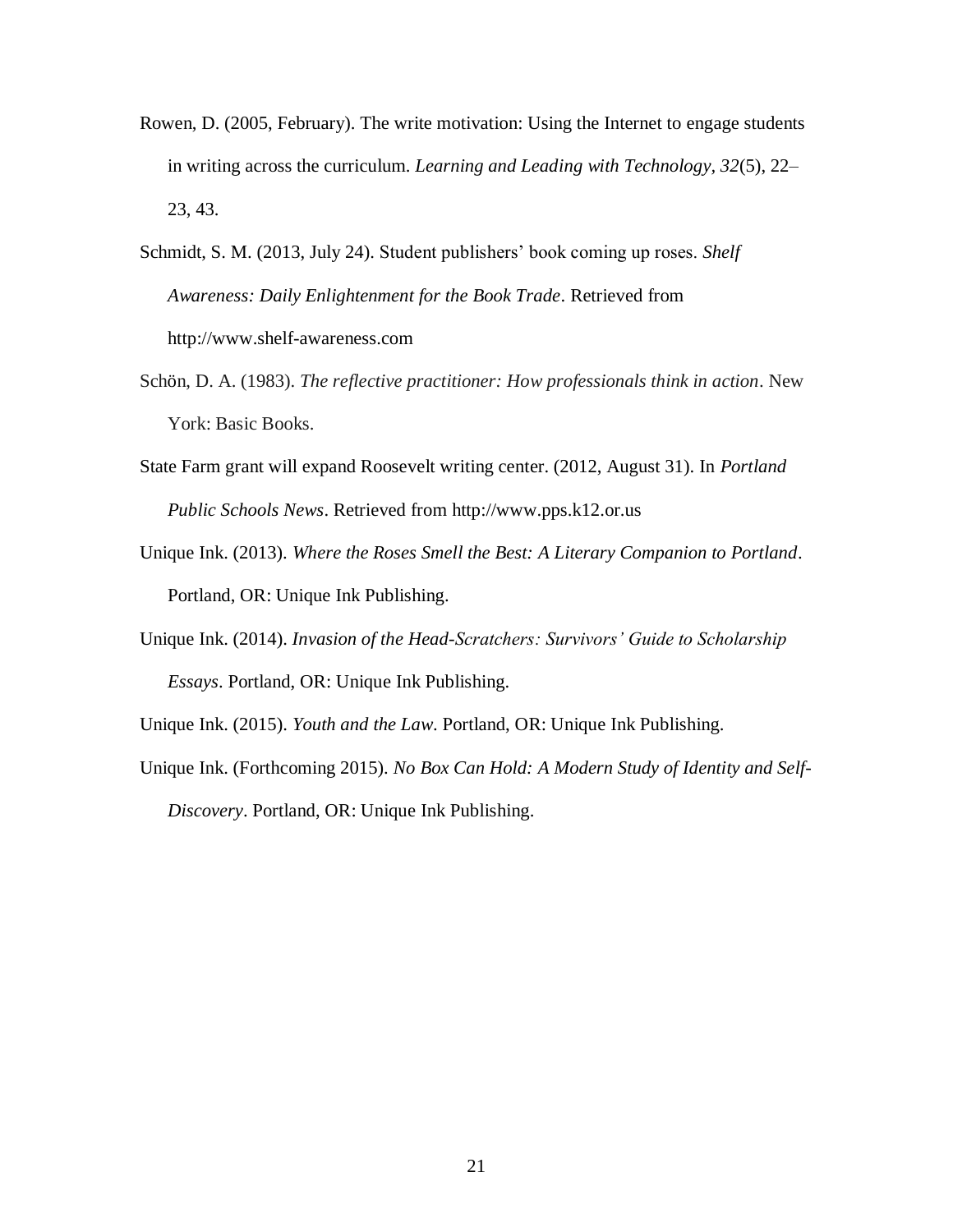Rowen, D. (2005, February). The write motivation: Using the Internet to engage students in writing across the curriculum. *Learning and Leading with Technology, 32*(5), 22–23, 43.

Schmidt, S. M. (2013, July 24). Student publishers' book coming up roses. *Shelf Awareness: Daily Enlightenment for the Book Trade*. Retrieved from http://www.shelf-awareness.com

Schön, D. A. (1983). *The reflective practitioner: How professionals think in action*. New York: Basic Books.

State Farm grant will expand Roosevelt writing center. (2012, August 31). In *Portland Public Schools News*. Retrieved from http://www.pps.k12.or.us

Unique Ink. (2013). *Where the Roses Smell the Best: A Literary Companion to Portland*. Portland, OR: Unique Ink Publishing.

Unique Ink. (2014). *Invasion of the Head-Scratchers: Survivors' Guide to Scholarship Essays*. Portland, OR: Unique Ink Publishing.

Unique Ink. (2015). *Youth and the Law*. Portland, OR: Unique Ink Publishing.

Unique Ink. (Forthcoming 2015). *No Box Can Hold: A Modern Study of Identity and Self-Discovery*. Portland, OR: Unique Ink Publishing.